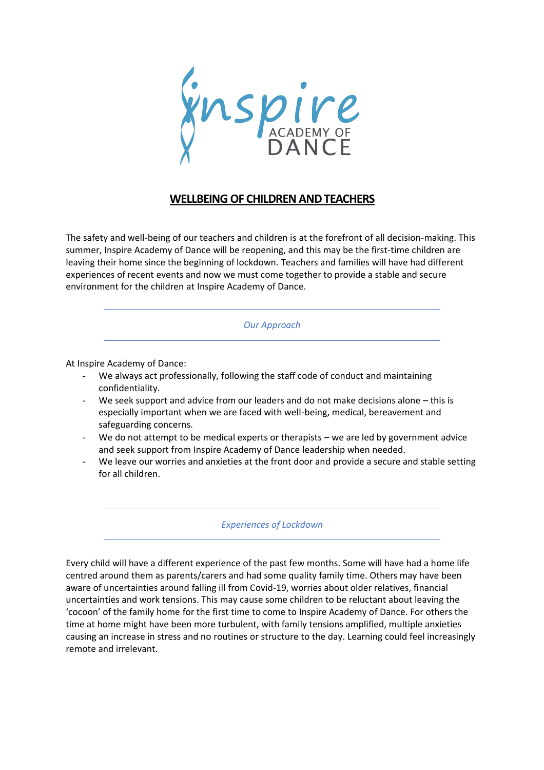# WELLBEING OF CHILDREN AND TEACHERS

The safety and well-being of our teachers and children is at the forefront of all decision-making. This summer, Inspire Academy of Dance will be reopening, and this may be the first-time children are leaving their home since the beginning of lockdown. Teachers and families will have had different experiences of recent events and now we must come together to provide a stable and secure environment for the children at Inspire Academy of Dance.

## *Our Approach*

At Inspire Academy of Dance:

- We always act professionally, following the staff code of conduct and maintaining confidentiality.
- We seek support and advice from our leaders and do not make decisions alone – this is especially important when we are faced with well-being, medical, bereavement and safeguarding concerns.
- We do not attempt to be medical experts or therapists – we are led by government advice and seek support from Inspire Academy of Dance leadership when needed.
- We leave our worries and anxieties at the front door and provide a secure and stable setting for all children.

## *Experiences of Lockdown*

Every child will have a different experience of the past few months. Some will have had a home life centred around them as parents/carers and had some quality family time. Others may have been aware of uncertainties around falling ill from Covid-19, worries about older relatives, financial uncertainties and work tensions. This may cause some children to be reluctant about leaving the 'cocoon' of the family home for the first time to come to Inspire Academy of Dance. For others the time at home might have been more turbulent, with family tensions amplified, multiple anxieties causing an increase in stress and no routines or structure to the day. Learning could feel increasingly remote and irrelevant.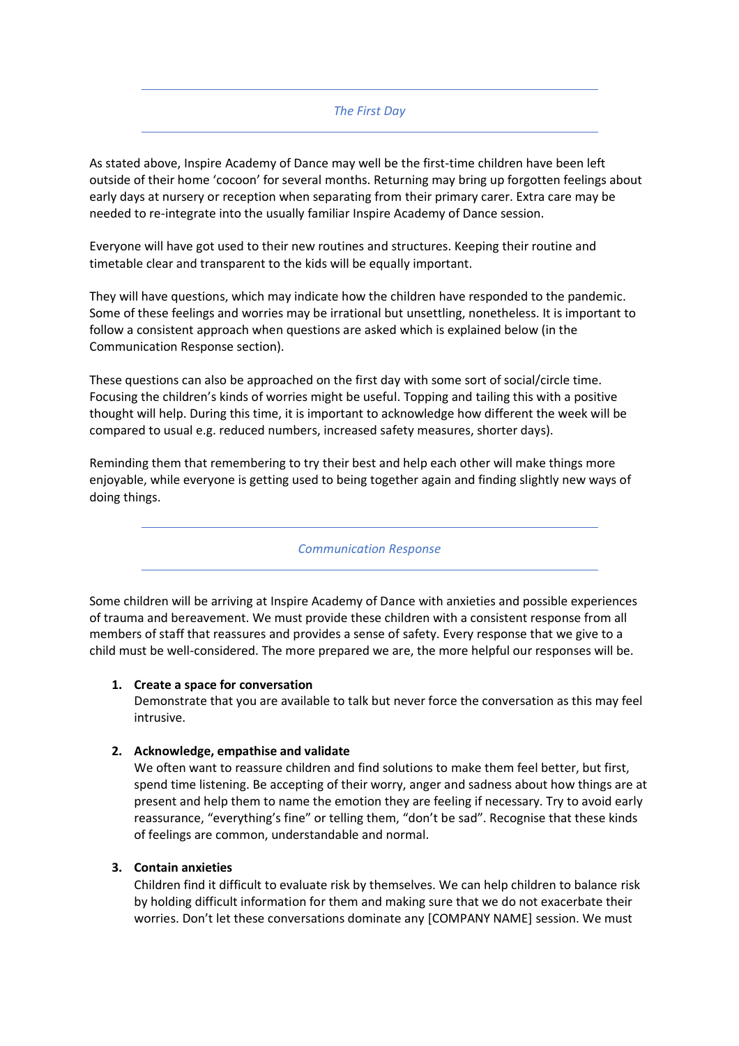## *The First Day*

As stated above, Inspire Academy of Dance may well be the first-time children have been left outside of their home 'cocoon' for several months. Returning may bring up forgotten feelings about early days at nursery or reception when separating from their primary carer. Extra care may be needed to re-integrate into the usually familiar Inspire Academy of Dance session.

Everyone will have got used to their new routines and structures. Keeping their routine and timetable clear and transparent to the kids will be equally important.

They will have questions, which may indicate how the children have responded to the pandemic. Some of these feelings and worries may be irrational but unsettling, nonetheless. It is important to follow a consistent approach when questions are asked which is explained below (in the Communication Response section).

These questions can also be approached on the first day with some sort of social/circle time. Focusing the children's kinds of worries might be useful. Topping and tailing this with a positive thought will help. During this time, it is important to acknowledge how different the week will be compared to usual e.g. reduced numbers, increased safety measures, shorter days).

Reminding them that remembering to try their best and help each other will make things more enjoyable, while everyone is getting used to being together again and finding slightly new ways of doing things.

## *Communication Response*

Some children will be arriving at Inspire Academy of Dance with anxieties and possible experiences of trauma and bereavement. We must provide these children with a consistent response from all members of staff that reassures and provides a sense of safety. Every response that we give to a child must be well-considered. The more prepared we are, the more helpful our responses will be.

1. **Create a space for conversation**
   Demonstrate that you are available to talk but never force the conversation as this may feel intrusive.

2. **Acknowledge, empathise and validate**
   We often want to reassure children and find solutions to make them feel better, but first, spend time listening. Be accepting of their worry, anger and sadness about how things are at present and help them to name the emotion they are feeling if necessary. Try to avoid early reassurance, "everything's fine" or telling them, "don't be sad". Recognise that these kinds of feelings are common, understandable and normal.

3. **Contain anxieties**
   Children find it difficult to evaluate risk by themselves. We can help children to balance risk by holding difficult information for them and making sure that we do not exacerbate their worries. Don't let these conversations dominate any [COMPANY NAME] session. We must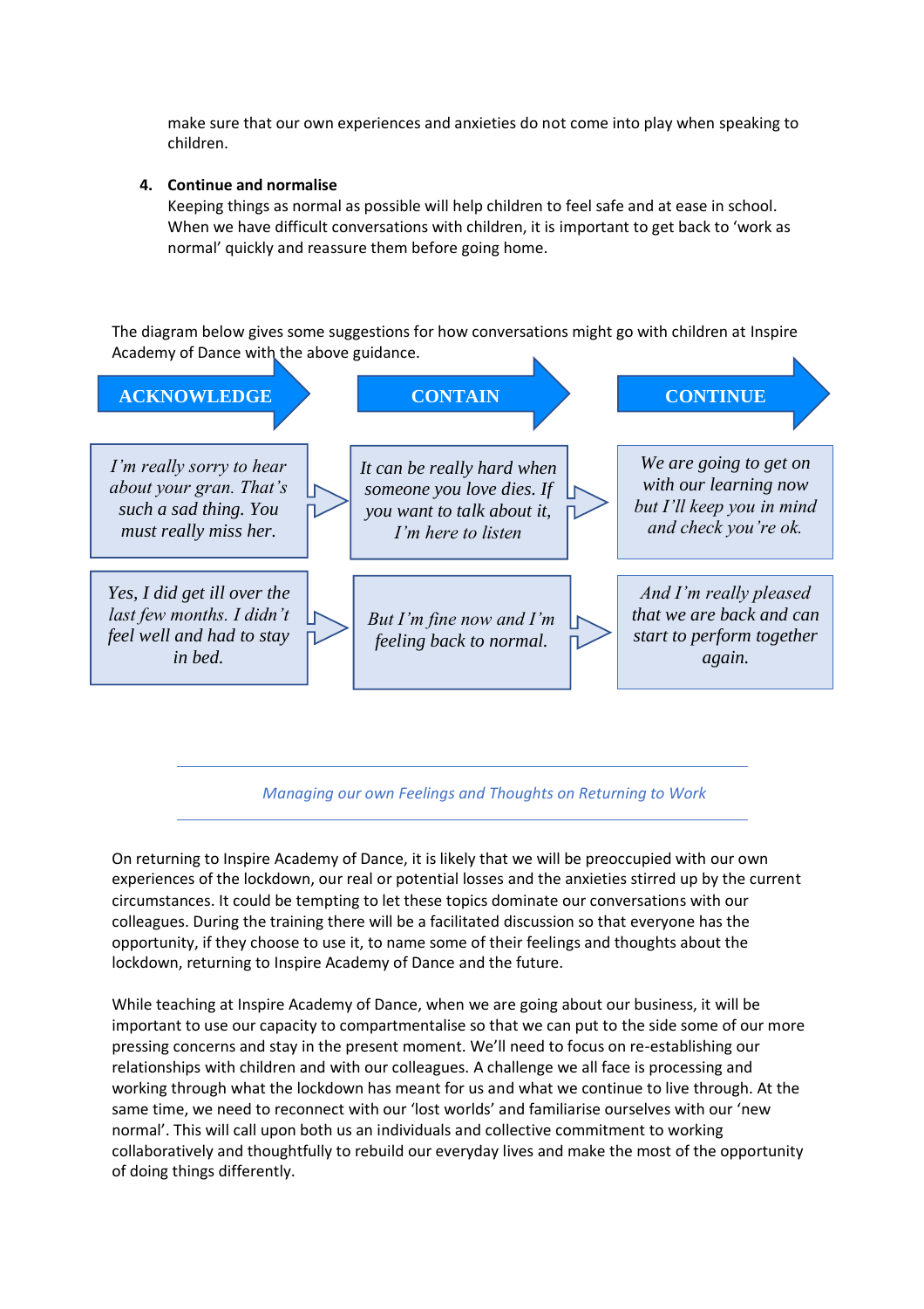make sure that our own experiences and anxieties do not come into play when speaking to children.

4. **Continue and normalise**
   Keeping things as normal as possible will help children to feel safe and at ease in school. When we have difficult conversations with children, it is important to get back to ‘work as normal’ quickly and reassure them before going home.

The diagram below gives some suggestions for how conversations might go with children at Inspire Academy of Dance with the above guidance.

| ACKNOWLEDGE | CONTAIN | CONTINUE |
|---|---|---|
| *I’m really sorry to hear about your gran. That’s such a sad thing. You must really miss her.* | *It can be really hard when someone you love dies. If you want to talk about it, I’m here to listen* | *We are going to get on with our learning now but I’ll keep you in mind and check you’re ok.* |
| *Yes, I did get ill over the last few months. I didn’t feel well and had to stay in bed.* | *But I’m fine now and I’m feeling back to normal.* | *And I’m really pleased that we are back and can start to perform together again.* |

## *Managing our own Feelings and Thoughts on Returning to Work*

On returning to Inspire Academy of Dance, it is likely that we will be preoccupied with our own experiences of the lockdown, our real or potential losses and the anxieties stirred up by the current circumstances. It could be tempting to let these topics dominate our conversations with our colleagues. During the training there will be a facilitated discussion so that everyone has the opportunity, if they choose to use it, to name some of their feelings and thoughts about the lockdown, returning to Inspire Academy of Dance and the future.

While teaching at Inspire Academy of Dance, when we are going about our business, it will be important to use our capacity to compartmentalise so that we can put to the side some of our more pressing concerns and stay in the present moment. We’ll need to focus on re-establishing our relationships with children and with our colleagues. A challenge we all face is processing and working through what the lockdown has meant for us and what we continue to live through. At the same time, we need to reconnect with our ‘lost worlds’ and familiarise ourselves with our ‘new normal’. This will call upon both us an individuals and collective commitment to working collaboratively and thoughtfully to rebuild our everyday lives and make the most of the opportunity of doing things differently.